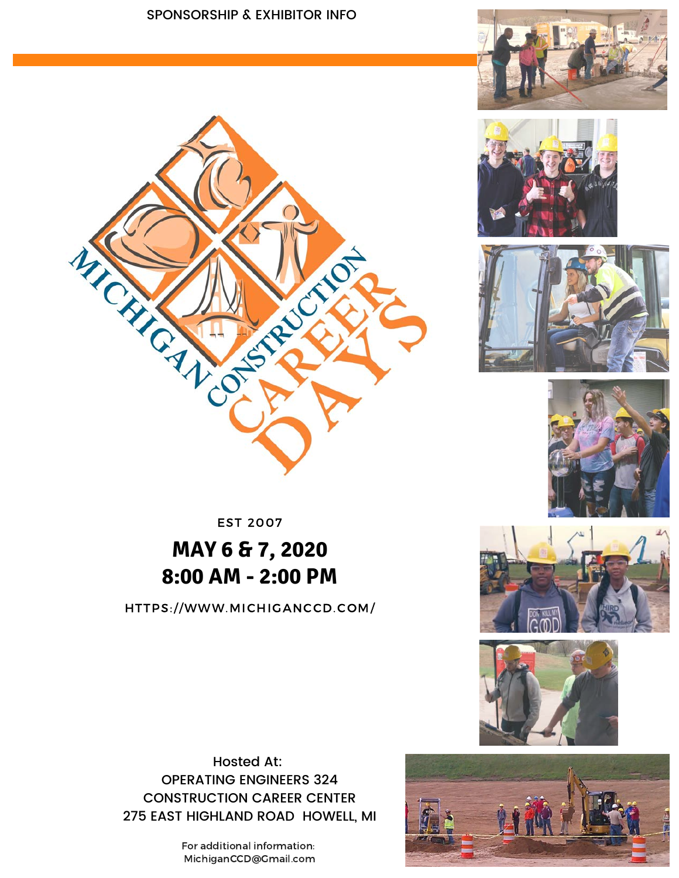SPONSORSHIP & EXHIBITOR INFO

# MICHIGAN CONSTRUCTION CAREER DAYS

EST 2007

## MAY 6 & 7, 2020
## 8:00 AM - 2:00 PM

HTTPS://WWW.MICHIGANCCD.COM/

Hosted At:
OPERATING ENGINEERS 324
CONSTRUCTION CAREER CENTER
275 EAST HIGHLAND ROAD HOWELL, MI

For additional information:
MichiganCCD@Gmail.com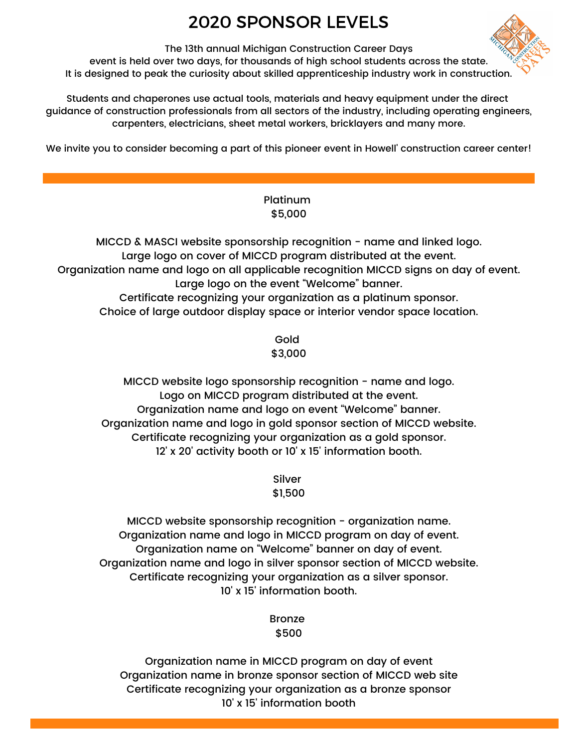# 2020 SPONSOR LEVELS

The 13th annual Michigan Construction Career Days
event is held over two days, for thousands of high school students across the state.
It is designed to peak the curiosity about skilled apprenticeship industry work in construction.

Students and chaperones use actual tools, materials and heavy equipment under the direct guidance of construction professionals from all sectors of the industry, including operating engineers, carpenters, electricians, sheet metal workers, bricklayers and many more.

We invite you to consider becoming a part of this pioneer event in Howell' construction career center!

---

## Platinum
## $5,000

MICCD & MASCI website sponsorship recognition - name and linked logo.
Large logo on cover of MICCD program distributed at the event.
Organization name and logo on all applicable recognition MICCD signs on day of event.
Large logo on the event “Welcome” banner.
Certificate recognizing your organization as a platinum sponsor.
Choice of large outdoor display space or interior vendor space location.

## Gold
## $3,000

MICCD website logo sponsorship recognition - name and logo.
Logo on MICCD program distributed at the event.
Organization name and logo on event “Welcome” banner.
Organization name and logo in gold sponsor section of MICCD website.
Certificate recognizing your organization as a gold sponsor.
12' x 20' activity booth or 10' x 15' information booth.

## Silver
## $1,500

MICCD website sponsorship recognition - organization name.
Organization name and logo in MICCD program on day of event.
Organization name on “Welcome” banner on day of event.
Organization name and logo in silver sponsor section of MICCD website.
Certificate recognizing your organization as a silver sponsor.
10' x 15' information booth.

## Bronze
## $500

Organization name in MICCD program on day of event
Organization name in bronze sponsor section of MICCD web site
Certificate recognizing your organization as a bronze sponsor
10' x 15' information booth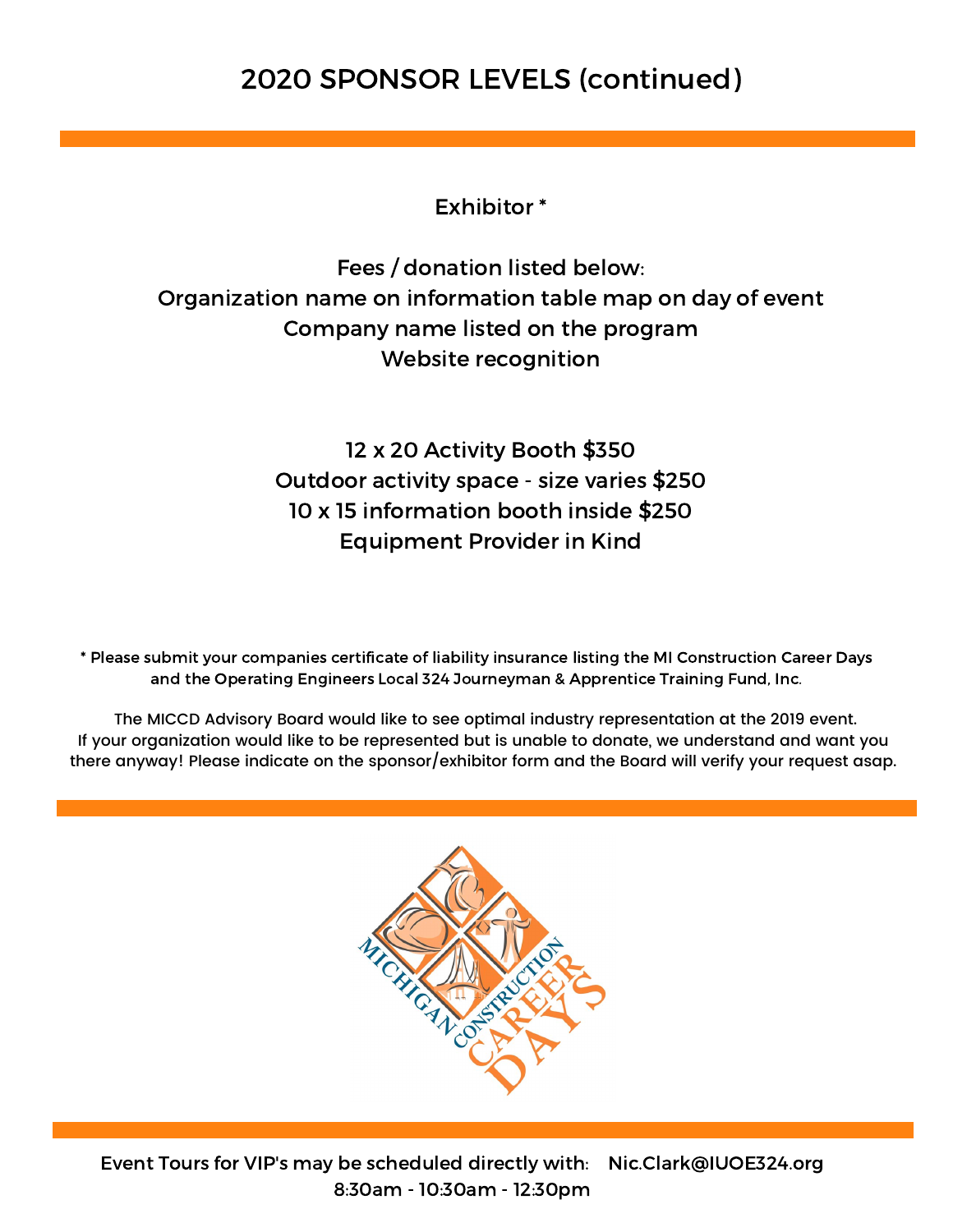# 2020 SPONSOR LEVELS (continued)

## Exhibitor *

Fees / donation listed below:
Organization name on information table map on day of event
Company name listed on the program
Website recognition

12 x 20 Activity Booth $350
Outdoor activity space - size varies $250
10 x 15 information booth inside $250
Equipment Provider in Kind

* Please submit your companies certificate of liability insurance listing the MI Construction Career Days and the Operating Engineers Local 324 Journeyman & Apprentice Training Fund, Inc.

The MICCD Advisory Board would like to see optimal industry representation at the 2019 event. If your organization would like to be represented but is unable to donate, we understand and want you there anyway! Please indicate on the sponsor/exhibitor form and the Board will verify your request asap.

MICHIGAN CONSTRUCTION CAREER DAYS

Event Tours for VIP's may be scheduled directly with: Nic.Clark@IUOE324.org
8:30am - 10:30am - 12:30pm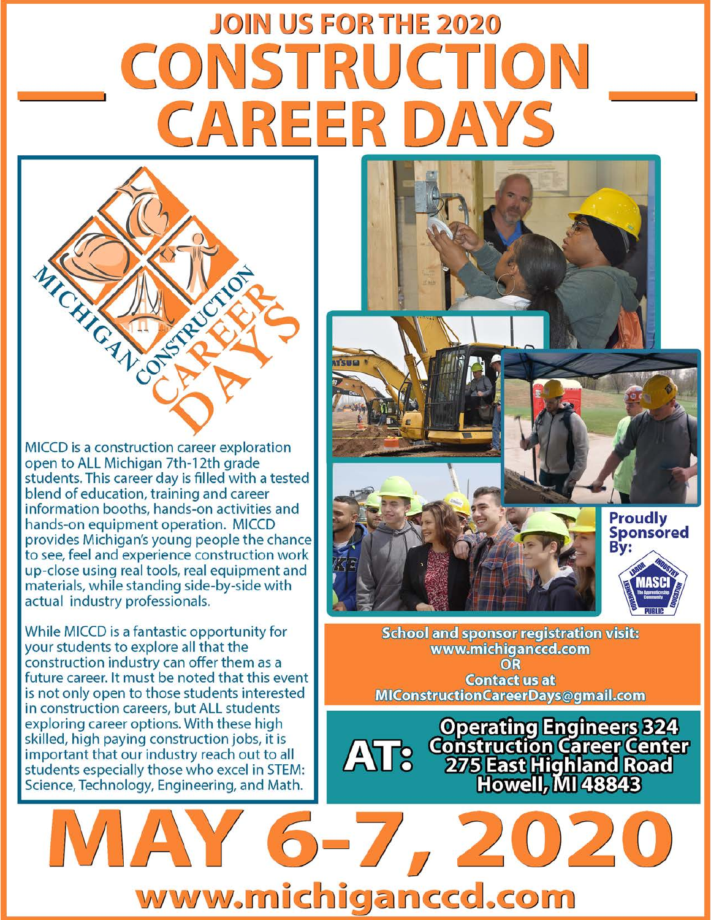# JOIN US FOR THE 2020

# CONSTRUCTION CAREER DAYS

MICCD is a construction career exploration open to ALL Michigan 7th-12th grade students. This career day is filled with a tested blend of education, training and career information booths, hands-on activities and hands-on equipment operation. MICCD provides Michigan's young people the chance to see, feel and experience construction work up-close using real tools, real equipment and materials, while standing side-by-side with actual industry professionals.

While MICCD is a fantastic opportunity for your students to explore all that the construction industry can offer them as a future career. It must be noted that this event is not only open to those students interested in construction careers, but ALL students exploring career options. With these high skilled, high paying construction jobs, it is important that our industry reach out to all students especially those who excel in STEM: Science, Technology, Engineering, and Math.

**Proudly Sponsored By:**

**School and sponsor registration visit: www.michiganccd.com OR Contact us at MIConstructionCareerDays@gmail.com**

**AT: Operating Engineers 324 Construction Career Center 275 East Highland Road Howell, MI 48843**

# MAY 6-7, 2020

**www.michiganccd.com**